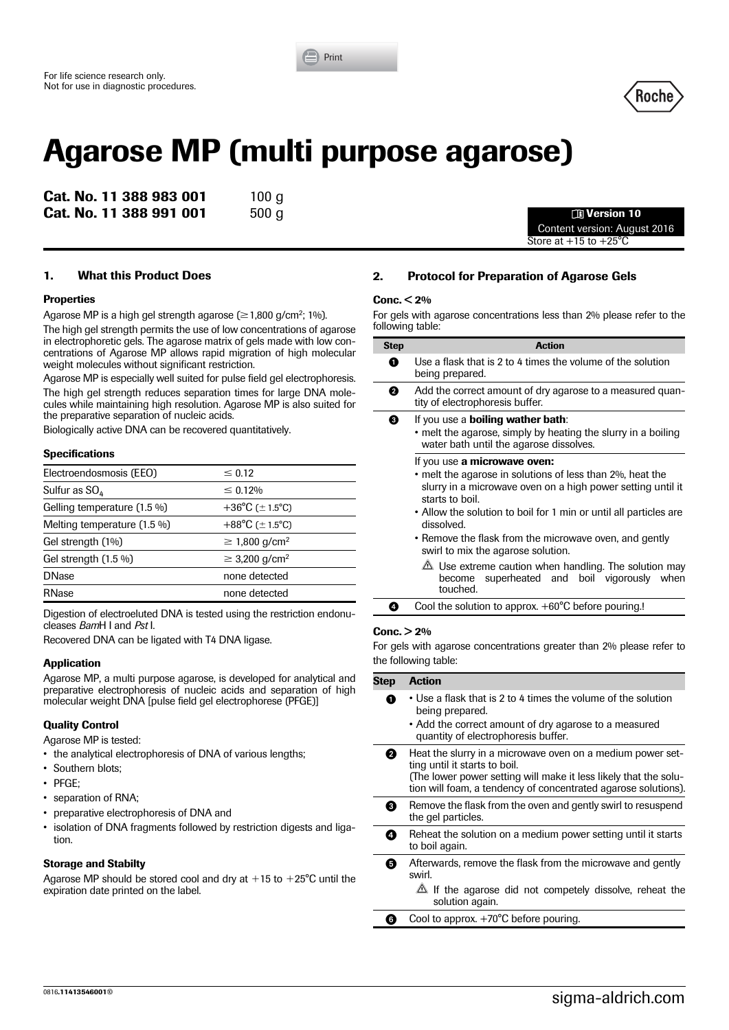For life science research only.
Not for use in diagnostic procedures.

# Agarose MP (multi purpose agarose)

**Cat. No. 11 388 983 001** 100 g
**Cat. No. 11 388 991 001** 500 g

**Version 10**
Content version: August 2016
Store at +15 to +25°C

## 1. What this Product Does

### Properties

Agarose MP is a high gel strength agarose (≥1,800 g/cm²; 1%).

The high gel strength permits the use of low concentrations of agarose in electrophoretic gels. The agarose matrix of gels made with low concentrations of Agarose MP allows rapid migration of high molecular weight molecules without significant restriction.

Agarose MP is especially well suited for pulse field gel electrophoresis. The high gel strength reduces separation times for large DNA molecules while maintaining high resolution. Agarose MP is also suited for the preparative separation of nucleic acids.

Biologically active DNA can be recovered quantitatively.

### Specifications

| | |
|---|---|
| Electroendosmosis (EEO) | ≤ 0.12 |
| Sulfur as $SO_4$ | ≤ 0.12% |
| Gelling temperature (1.5 %) | +36°C (± 1.5°C) |
| Melting temperature (1.5 %) | +88°C (± 1.5°C) |
| Gel strength (1%) | ≥ 1,800 g/cm² |
| Gel strength (1.5 %) | ≥ 3,200 g/cm² |
| DNase | none detected |
| RNase | none detected |

Digestion of electroeluted DNA is tested using the restriction endonucleases *Bam*H I and *Pst* I.

Recovered DNA can be ligated with T4 DNA ligase.

### Application

Agarose MP, a multi purpose agarose, is developed for analytical and preparative electrophoresis of nucleic acids and separation of high molecular weight DNA [pulse field gel electrophorese (PFGE)]

### Quality Control

Agarose MP is tested:

- the analytical electrophoresis of DNA of various lengths;
- Southern blots;
- PFGE;
- separation of RNA;
- preparative electrophoresis of DNA and
- isolation of DNA fragments followed by restriction digests and ligation.

### Storage and Stabilty

Agarose MP should be stored cool and dry at +15 to +25°C until the expiration date printed on the label.

## 2. Protocol for Preparation of Agarose Gels

### Conc. < 2%

For gels with agarose concentrations less than 2% please refer to the following table:

| Step | Action |
|---|---|
| 1 | Use a flask that is 2 to 4 times the volume of the solution being prepared. |
| 2 | Add the correct amount of dry agarose to a measured quantity of electrophoresis buffer. |
| 3 | If you use a **boiling wather bath**:<br>• melt the agarose, simply by heating the slurry in a boiling water bath until the agarose dissolves.<br><br>If you use **a microwave oven:**<br>• melt the agarose in solutions of less than 2%, heat the slurry in a microwave oven on a high power setting until it starts to boil.<br>• Allow the solution to boil for 1 min or until all particles are dissolved.<br>• Remove the flask from the microwave oven, and gently swirl to mix the agarose solution.<br>⚠ Use extreme caution when handling. The solution may become superheated and boil vigorously when touched. |
| 4 | Cool the solution to approx. +60°C before pouring.! |

### Conc. > 2%

For gels with agarose concentrations greater than 2% please refer to the following table:

| Step | Action |
|---|---|
| 1 | • Use a flask that is 2 to 4 times the volume of the solution being prepared.<br>• Add the correct amount of dry agarose to a measured quantity of electrophoresis buffer. |
| 2 | Heat the slurry in a microwave oven on a medium power setting until it starts to boil.<br>(The lower power setting will make it less likely that the solution will foam, a tendency of concentrated agarose solutions). |
| 3 | Remove the flask from the oven and gently swirl to resuspend the gel particles. |
| 4 | Reheat the solution on a medium power setting until it starts to boil again. |
| 5 | Afterwards, remove the flask from the microwave and gently swirl.<br>⚠ If the agarose did not competely dissolve, reheat the solution again. |
| 6 | Cool to approx. +70°C before pouring. |

0816.11413546001®

sigma-aldrich.com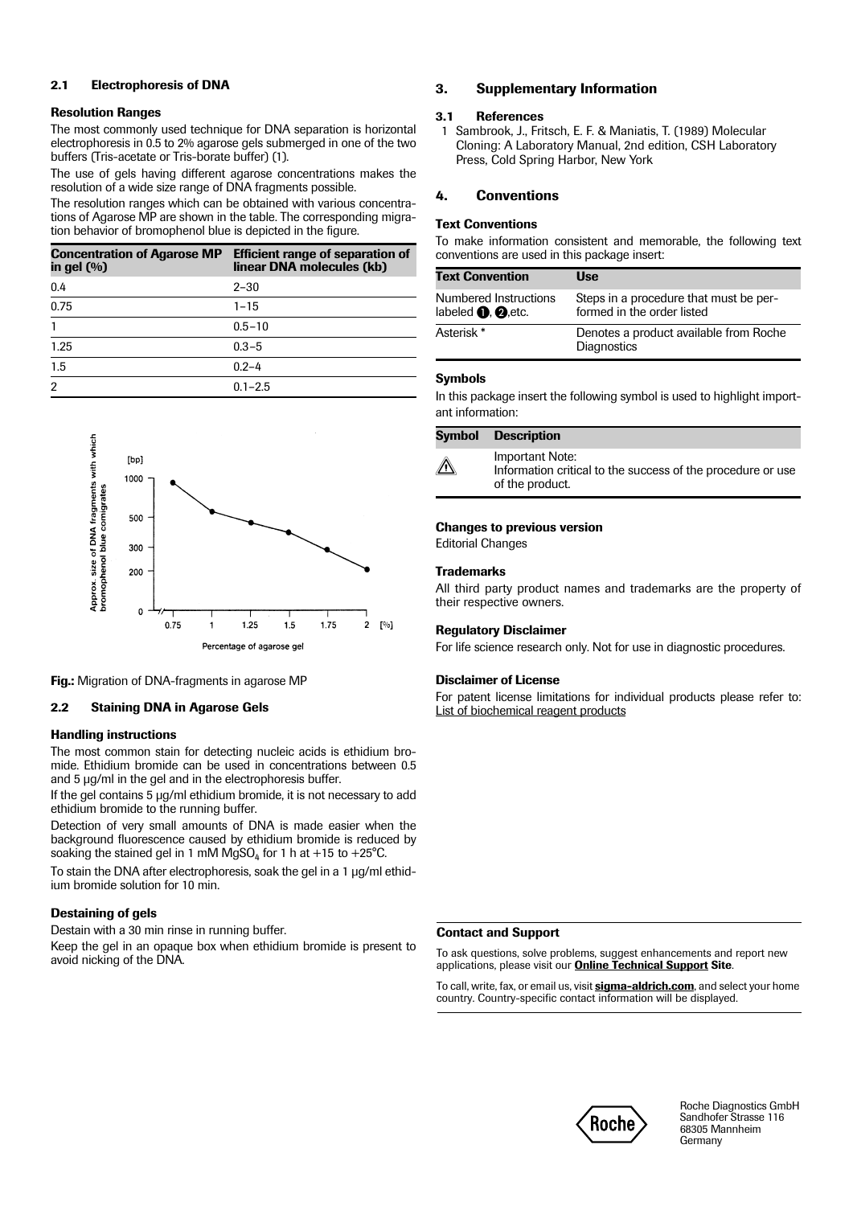## 2.1 Electrophoresis of DNA

### Resolution Ranges

The most commonly used technique for DNA separation is horizontal electrophoresis in 0.5 to 2% agarose gels submerged in one of the two buffers (Tris-acetate or Tris-borate buffer) (1).

The use of gels having different agarose concentrations makes the resolution of a wide size range of DNA fragments possible.

The resolution ranges which can be obtained with various concentrations of Agarose MP are shown in the table. The corresponding migration behavior of bromophenol blue is depicted in the figure.

| Concentration of Agarose MP in gel (%) | Efficient range of separation of linear DNA molecules (kb) |
|---|---|
| 0.4 | 2–30 |
| 0.75 | 1–15 |
| 1 | 0.5–10 |
| 1.25 | 0.3–5 |
| 1.5 | 0.2–4 |
| 2 | 0.1–2.5 |

Approx. size of DNA fragments with which bromophenol blue comigrates

[bp]

1000

500

300

200

0

0.75 1 1.25 1.5 1.75 2 [%]

Percentage of agarose gel

**Fig.:** Migration of DNA-fragments in agarose MP

## 2.2 Staining DNA in Agarose Gels

### Handling instructions

The most common stain for detecting nucleic acids is ethidium bromide. Ethidium bromide can be used in concentrations between 0.5 and 5 µg/ml in the gel and in the electrophoresis buffer.

If the gel contains 5 µg/ml ethidium bromide, it is not necessary to add ethidium bromide to the running buffer.

Detection of very small amounts of DNA is made easier when the background fluorescence caused by ethidium bromide is reduced by soaking the stained gel in 1 mM $MgSO_4$ for 1 h at +15 to +25°C.

To stain the DNA after electrophoresis, soak the gel in a 1 µg/ml ethidium bromide solution for 10 min.

### Destaining of gels

Destain with a 30 min rinse in running buffer.

Keep the gel in an opaque box when ethidium bromide is present to avoid nicking of the DNA.

## 3. Supplementary Information

### 3.1 References

1 Sambrook, J., Fritsch, E. F. & Maniatis, T. (1989) Molecular Cloning: A Laboratory Manual, 2nd edition, CSH Laboratory Press, Cold Spring Harbor, New York

## 4. Conventions

### Text Conventions

To make information consistent and memorable, the following text conventions are used in this package insert:

| Text Convention | Use |
|---|---|
| Numbered Instructions labeled ❶, ❷,etc. | Steps in a procedure that must be performed in the order listed |
| Asterisk * | Denotes a product available from Roche Diagnostics |

### Symbols

In this package insert the following symbol is used to highlight important information:

| Symbol | Description |
|---|---|
| ⚠ | Important Note: Information critical to the success of the procedure or use of the product. |

### Changes to previous version

Editorial Changes

### Trademarks

All third party product names and trademarks are the property of their respective owners.

### Regulatory Disclaimer

For life science research only. Not for use in diagnostic procedures.

### Disclaimer of License

For patent license limitations for individual products please refer to: List of biochemical reagent products

### Contact and Support

To ask questions, solve problems, suggest enhancements and report new applications, please visit our **Online Technical Support Site**.

To call, write, fax, or email us, visit **sigma-aldrich.com**, and select your home country. Country-specific contact information will be displayed.

Roche Diagnostics GmbH
Sandhofer Strasse 116
68305 Mannheim
Germany